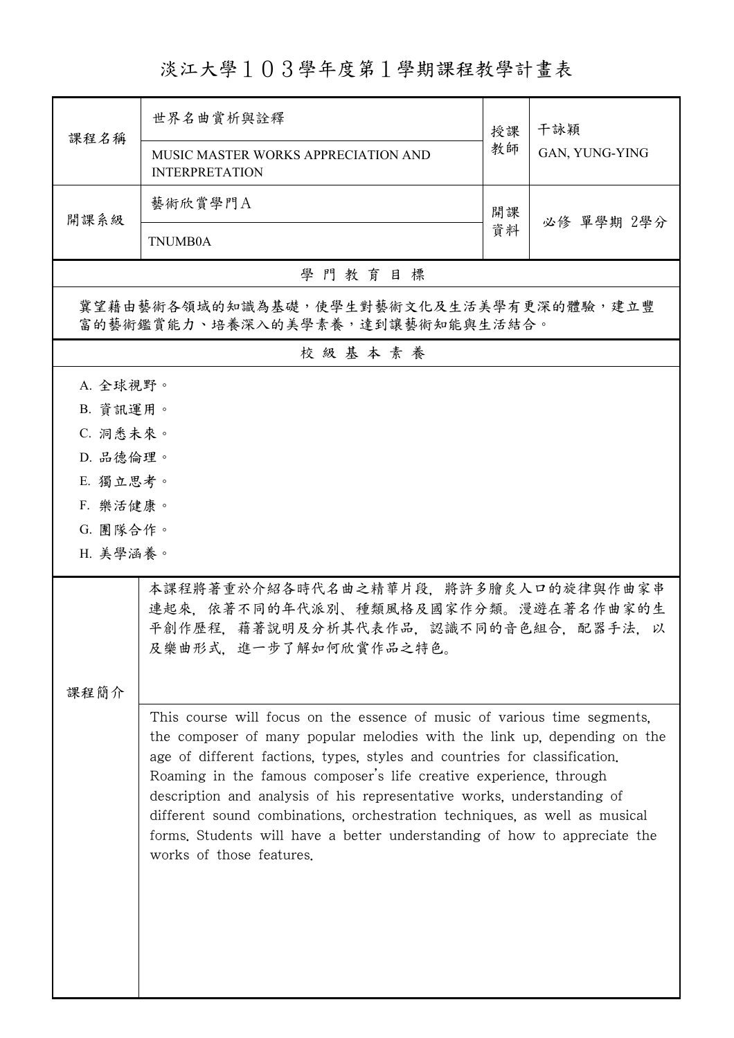# 淡江大學１０３學年度第１學期課程教學計畫表

| 課程名稱 | 世界名曲賞析與詮釋<br>MUSIC MASTER WORKS APPRECIATION AND INTERPRETATION | 授課教師 | 干詠穎<br>GAN, YUNG-YING |
|---|---|---|---|
| 開課系級 | 藝術欣賞學門A<br>TNUMB0A | 開課資料 | 必修 單學期 2學分 |

## 學 門 教 育 目 標

冀望藉由藝術各領域的知識為基礎，使學生對藝術文化及生活美學有更深的體驗，建立豐富的藝術鑑賞能力、培養深入的美學素養，達到讓藝術知能與生活結合。

## 校 級 基 本 素 養

A. 全球視野。
B. 資訊運用。
C. 洞悉未來。
D. 品德倫理。
E. 獨立思考。
F. 樂活健康。
G. 團隊合作。
H. 美學涵養。

## 課程簡介

本課程將著重於介紹各時代名曲之精華片段，將許多膾炙人口的旋律與作曲家串連起來，依著不同的年代派別、種類風格及國家作分類。漫遊在著名作曲家的生平創作歷程，藉著說明及分析其代表作品，認識不同的音色組合，配器手法，以及樂曲形式，進一步了解如何欣賞作品之特色。

This course will focus on the essence of music of various time segments, the composer of many popular melodies with the link up, depending on the age of different factions, types, styles and countries for classification. Roaming in the famous composer's life creative experience, through description and analysis of his representative works, understanding of different sound combinations, orchestration techniques, as well as musical forms. Students will have a better understanding of how to appreciate the works of those features.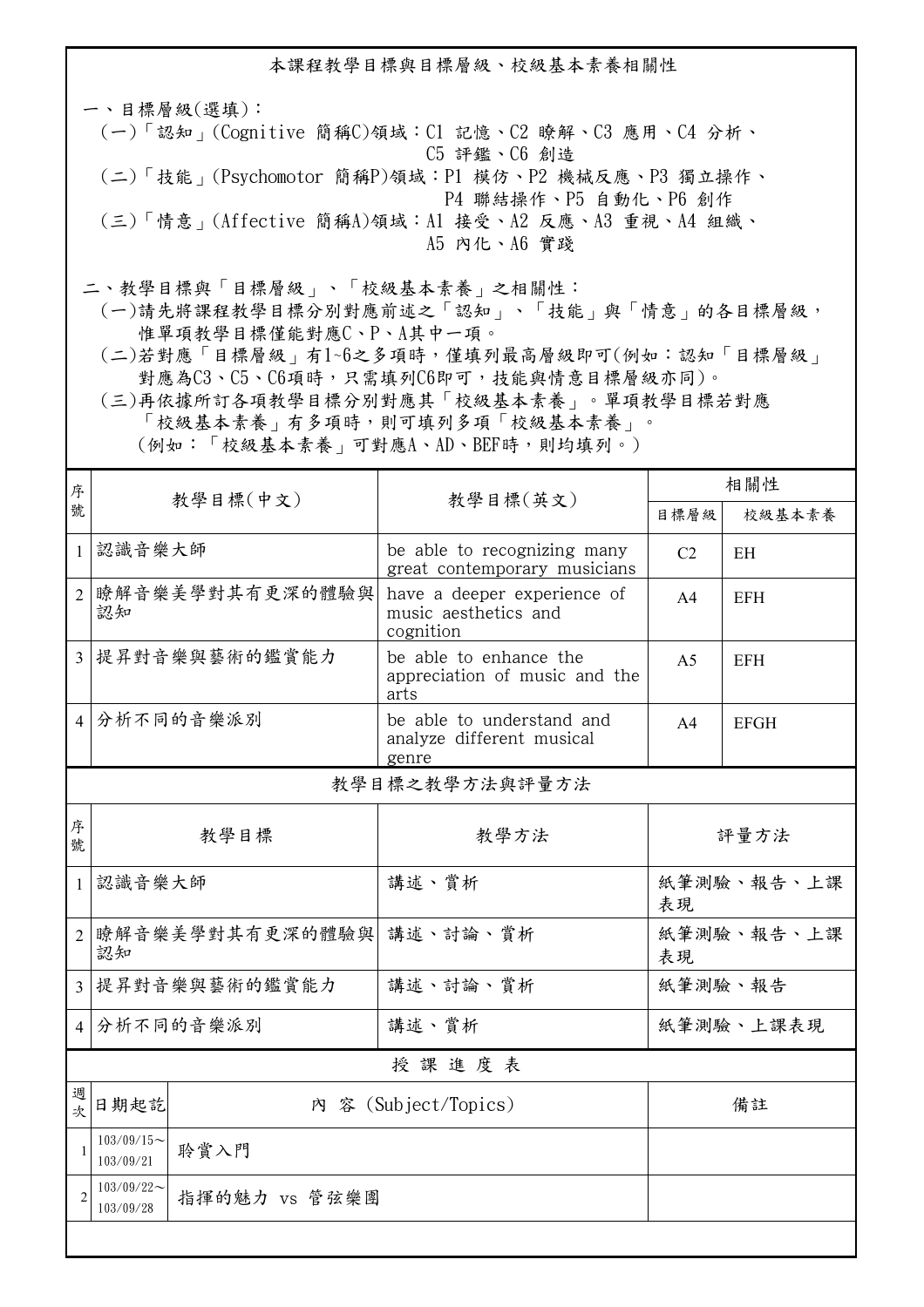## 本課程教學目標與目標層級、校級基本素養相關性

一、目標層級(選填)：
(一)「認知」(Cognitive 簡稱C)領域：C1 記憶、C2 瞭解、C3 應用、C4 分析、C5 評鑑、C6 創造
(二)「技能」(Psychomotor 簡稱P)領域：P1 模仿、P2 機械反應、P3 獨立操作、P4 聯結操作、P5 自動化、P6 創作
(三)「情意」(Affective 簡稱A)領域：A1 接受、A2 反應、A3 重視、A4 組織、A5 內化、A6 實踐

二、教學目標與「目標層級」、「校級基本素養」之相關性：
(一)請先將課程教學目標分別對應前述之「認知」、「技能」與「情意」的各目標層級，惟單項教學目標僅能對應C、P、A其中一項。
(二)若對應「目標層級」有1~6之多項時，僅填列最高層級即可(例如：認知「目標層級」對應為C3、C5、C6項時，只需填列C6即可，技能與情意目標層級亦同)。
(三)再依據所訂各項教學目標分別對應其「校級基本素養」。單項教學目標若對應「校級基本素養」有多項時，則可填列多項「校級基本素養」。
(例如：「校級基本素養」可對應A、AD、BEF時，則均填列。)

| 序號 | 教學目標(中文) | 教學目標(英文) | 相關性 | |
|---|---|---|---|---|
| | | | 目標層級 | 校級基本素養 |
| 1 | 認識音樂大師 | be able to recognizing many great contemporary musicians | C2 | EH |
| 2 | 瞭解音樂美學對其有更深的體驗與認知 | have a deeper experience of music aesthetics and cognition | A4 | EFH |
| 3 | 提昇對音樂與藝術的鑑賞能力 | be able to enhance the appreciation of music and the arts | A5 | EFH |
| 4 | 分析不同的音樂派別 | be able to understand and analyze different musical genre | A4 | EFGH |

## 教學目標之教學方法與評量方法

| 序號 | 教學目標 | 教學方法 | 評量方法 |
|---|---|---|---|
| 1 | 認識音樂大師 | 講述、賞析 | 紙筆測驗、報告、上課表現 |
| 2 | 瞭解音樂美學對其有更深的體驗與認知 | 講述、討論、賞析 | 紙筆測驗、報告、上課表現 |
| 3 | 提昇對音樂與藝術的鑑賞能力 | 講述、討論、賞析 | 紙筆測驗、報告 |
| 4 | 分析不同的音樂派別 | 講述、賞析 | 紙筆測驗、上課表現 |

## 授課進度表

| 週次 | 日期起訖 | 內 容 (Subject/Topics) | 備註 |
|---|---|---|---|
| 1 | 103/09/15～103/09/21 | 聆賞入門 | |
| 2 | 103/09/22～103/09/28 | 指揮的魅力 vs 管弦樂團 | |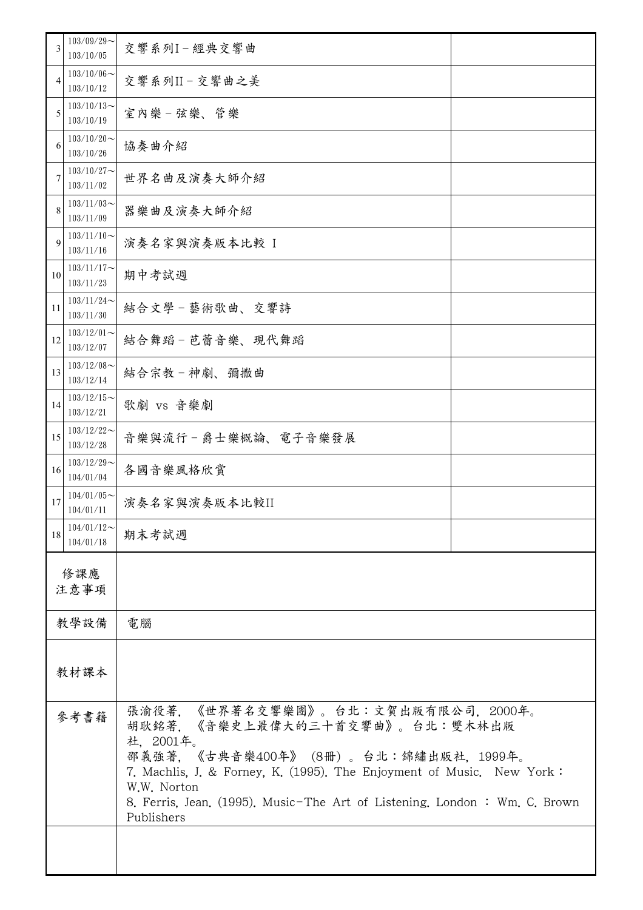| | | | |
|---|---|---|---|
| 3 | 103/09/29～<br>103/10/05 | 交響系列I－經典交響曲 | |
| 4 | 103/10/06～<br>103/10/12 | 交響系列II－交響曲之美 | |
| 5 | 103/10/13～<br>103/10/19 | 室內樂－弦樂、管樂 | |
| 6 | 103/10/20～<br>103/10/26 | 協奏曲介紹 | |
| 7 | 103/10/27～<br>103/11/02 | 世界名曲及演奏大師介紹 | |
| 8 | 103/11/03～<br>103/11/09 | 器樂曲及演奏大師介紹 | |
| 9 | 103/11/10～<br>103/11/16 | 演奏名家與演奏版本比較 I | |
| 10 | 103/11/17～<br>103/11/23 | 期中考試週 | |
| 11 | 103/11/24～<br>103/11/30 | 結合文學－藝術歌曲、交響詩 | |
| 12 | 103/12/01～<br>103/12/07 | 結合舞蹈－芭蕾音樂、現代舞蹈 | |
| 13 | 103/12/08～<br>103/12/14 | 結合宗教－神劇、彌撒曲 | |
| 14 | 103/12/15～<br>103/12/21 | 歌劇 vs 音樂劇 | |
| 15 | 103/12/22～<br>103/12/28 | 音樂與流行－爵士樂概論、電子音樂發展 | |
| 16 | 103/12/29～<br>104/01/04 | 各國音樂風格欣賞 | |
| 17 | 104/01/05～<br>104/01/11 | 演奏名家與演奏版本比較II | |
| 18 | 104/01/12～<br>104/01/18 | 期末考試週 | |
| 修課應注意事項 | | | |
| 教學設備 | | 電腦 | |
| 教材課本 | | | |
| 參考書籍 | | 張渝役著，《世界著名交響樂團》。台北：文賀出版有限公司，2000年。<br>胡耿銘著，《音樂史上最偉大的三十首交響曲》。台北：變木林出版社，2001年。<br>邵義強著，《古典音樂400年》（8冊）。台北：錦繡出版社，1999年。<br>7. Machlis, J. & Forney, K. (1995). The Enjoyment of Music. New York：W.W. Norton<br>8. Ferris, Jean. (1995). Music-The Art of Listening. London ： Wm. C. Brown Publishers | |
| | | | |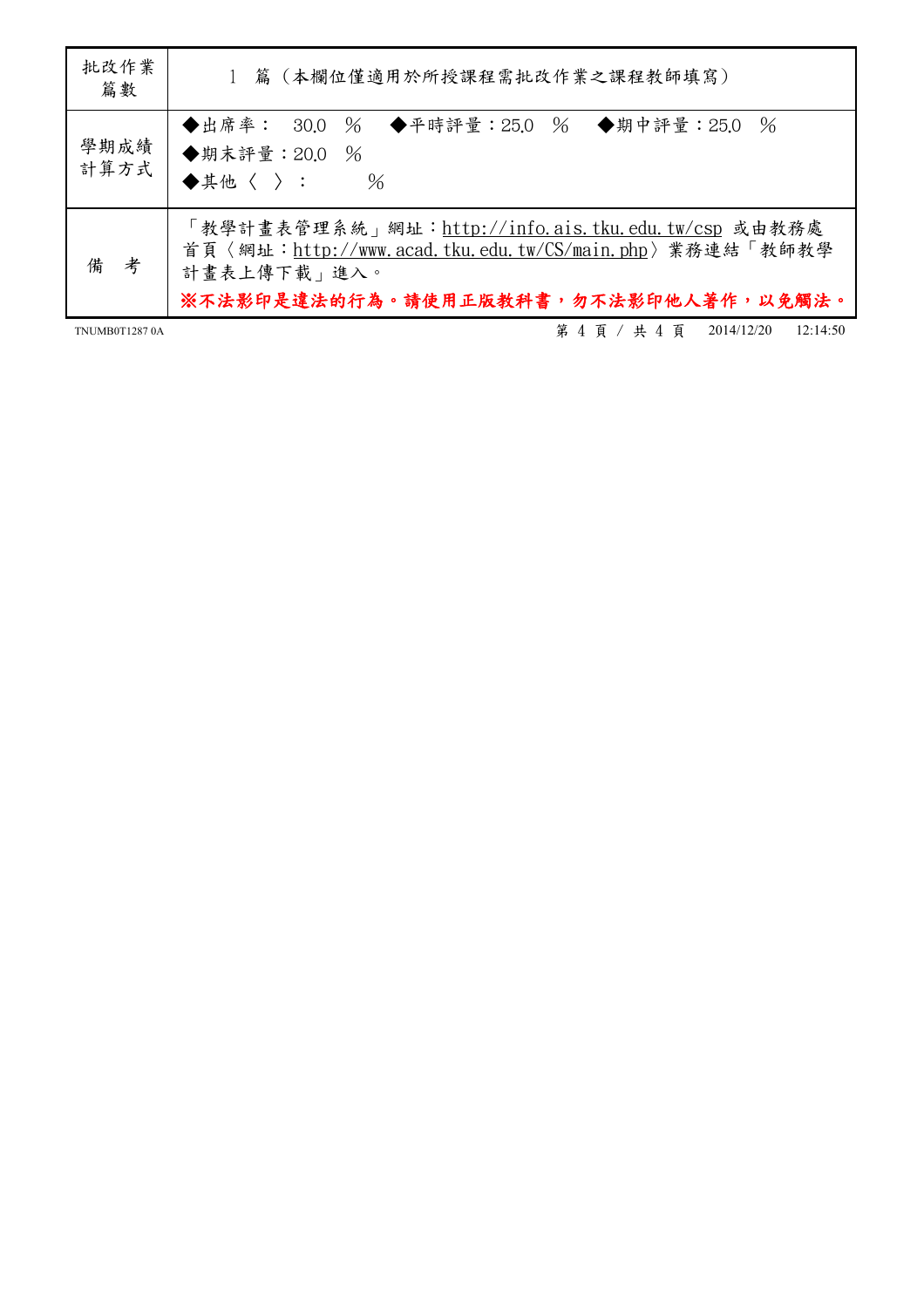| | |
|---|---|
| 批改作業篇數 | 1　篇（本欄位僅適用於所授課程需批改作業之課程教師填寫） |
| 學期成績計算方式 | ◆出席率：　30.0　%　　◆平時評量：25.0　%　　◆期中評量：25.0　%<br>◆期末評量：20.0　%<br>◆其他〈　〉：　　　% |
| 備　考 | 「教學計畫表管理系統」網址：http://info.ais.tku.edu.tw/csp 或由教務處首頁〈網址：http://www.acad.tku.edu.tw/CS/main.php〉業務連結「教師教學計畫表上傳下載」進入。<br>**※不法影印是違法的行為。請使用正版教科書，勿不法影印他人著作，以免觸法。** |

TNUMB0T1287 0A　　2014/12/20　12:14:50